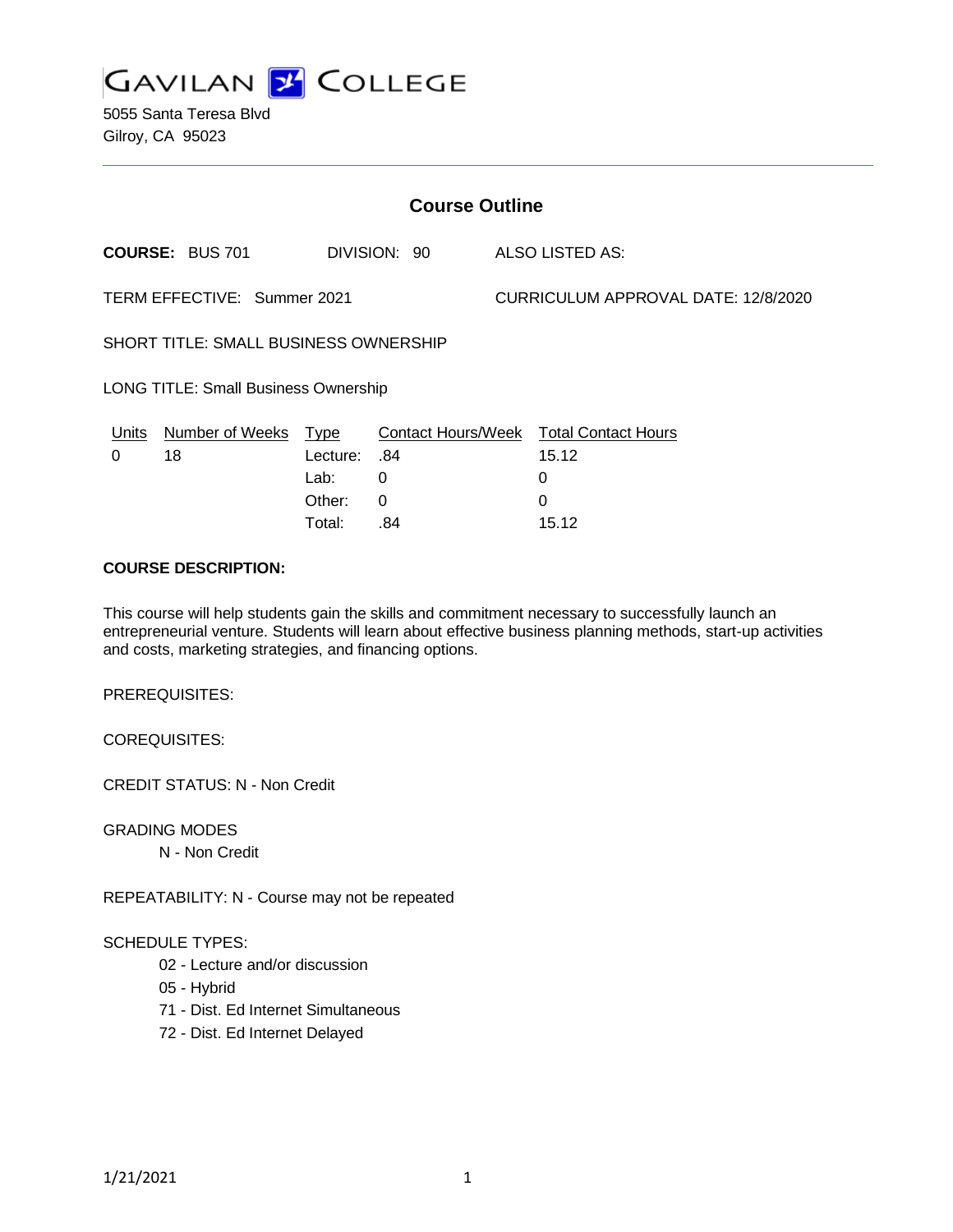GAVILAN COLLEGE

5055 Santa Teresa Blvd
Gilroy, CA 95023

## Course Outline

**COURSE:** BUS 701 DIVISION: 90 ALSO LISTED AS:

TERM EFFECTIVE: Summer 2021 CURRICULUM APPROVAL DATE: 12/8/2020

SHORT TITLE: SMALL BUSINESS OWNERSHIP

LONG TITLE: Small Business Ownership

| Units | Number of Weeks | Type | Contact Hours/Week | Total Contact Hours |
|---|---|---|---|---|
| 0 | 18 | Lecture: | .84 | 15.12 |
| | | Lab: | 0 | 0 |
| | | Other: | 0 | 0 |
| | | Total: | .84 | 15.12 |

**COURSE DESCRIPTION:**

This course will help students gain the skills and commitment necessary to successfully launch an entrepreneurial venture. Students will learn about effective business planning methods, start-up activities and costs, marketing strategies, and financing options.

PREREQUISITES:

COREQUISITES:

CREDIT STATUS: N - Non Credit

GRADING MODES

N - Non Credit

REPEATABILITY: N - Course may not be repeated

SCHEDULE TYPES:

02 - Lecture and/or discussion
05 - Hybrid
71 - Dist. Ed Internet Simultaneous
72 - Dist. Ed Internet Delayed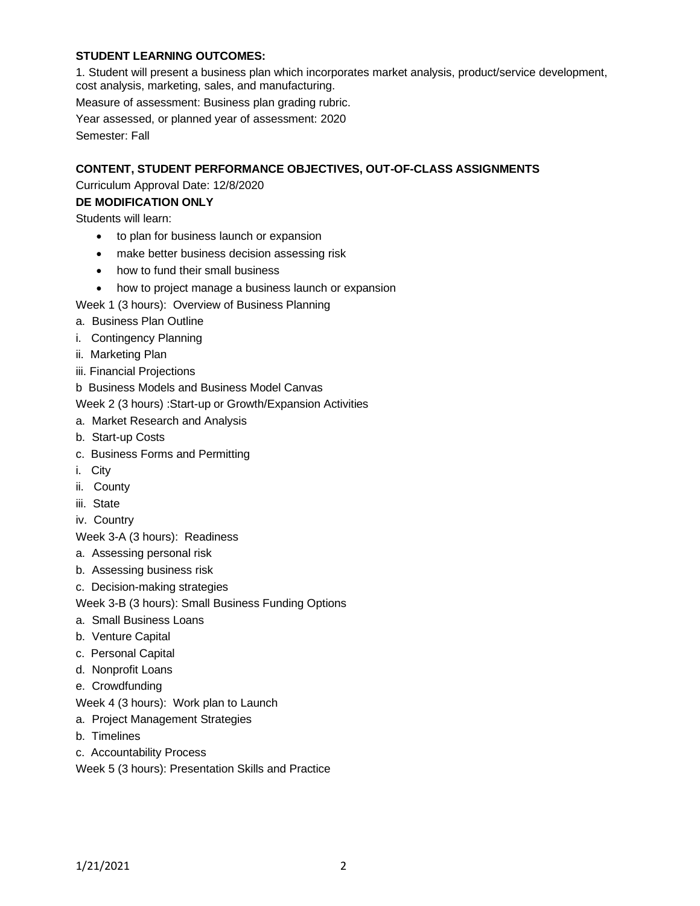**STUDENT LEARNING OUTCOMES:**

1. Student will present a business plan which incorporates market analysis, product/service development, cost analysis, marketing, sales, and manufacturing.

Measure of assessment: Business plan grading rubric.

Year assessed, or planned year of assessment: 2020

Semester: Fall

**CONTENT, STUDENT PERFORMANCE OBJECTIVES, OUT-OF-CLASS ASSIGNMENTS**

Curriculum Approval Date: 12/8/2020

**DE MODIFICATION ONLY**

Students will learn:

- to plan for business launch or expansion
- make better business decision assessing risk
- how to fund their small business
- how to project manage a business launch or expansion

Week 1 (3 hours): Overview of Business Planning

a. Business Plan Outline

i. Contingency Planning

ii. Marketing Plan

iii. Financial Projections

b Business Models and Business Model Canvas

Week 2 (3 hours) :Start-up or Growth/Expansion Activities

a. Market Research and Analysis

b. Start-up Costs

c. Business Forms and Permitting

i. City

ii. County

iii. State

iv. Country

Week 3-A (3 hours): Readiness

a. Assessing personal risk

b. Assessing business risk

c. Decision-making strategies

Week 3-B (3 hours): Small Business Funding Options

a. Small Business Loans

b. Venture Capital

c. Personal Capital

d. Nonprofit Loans

e. Crowdfunding

Week 4 (3 hours): Work plan to Launch

a. Project Management Strategies

b. Timelines

c. Accountability Process

Week 5 (3 hours): Presentation Skills and Practice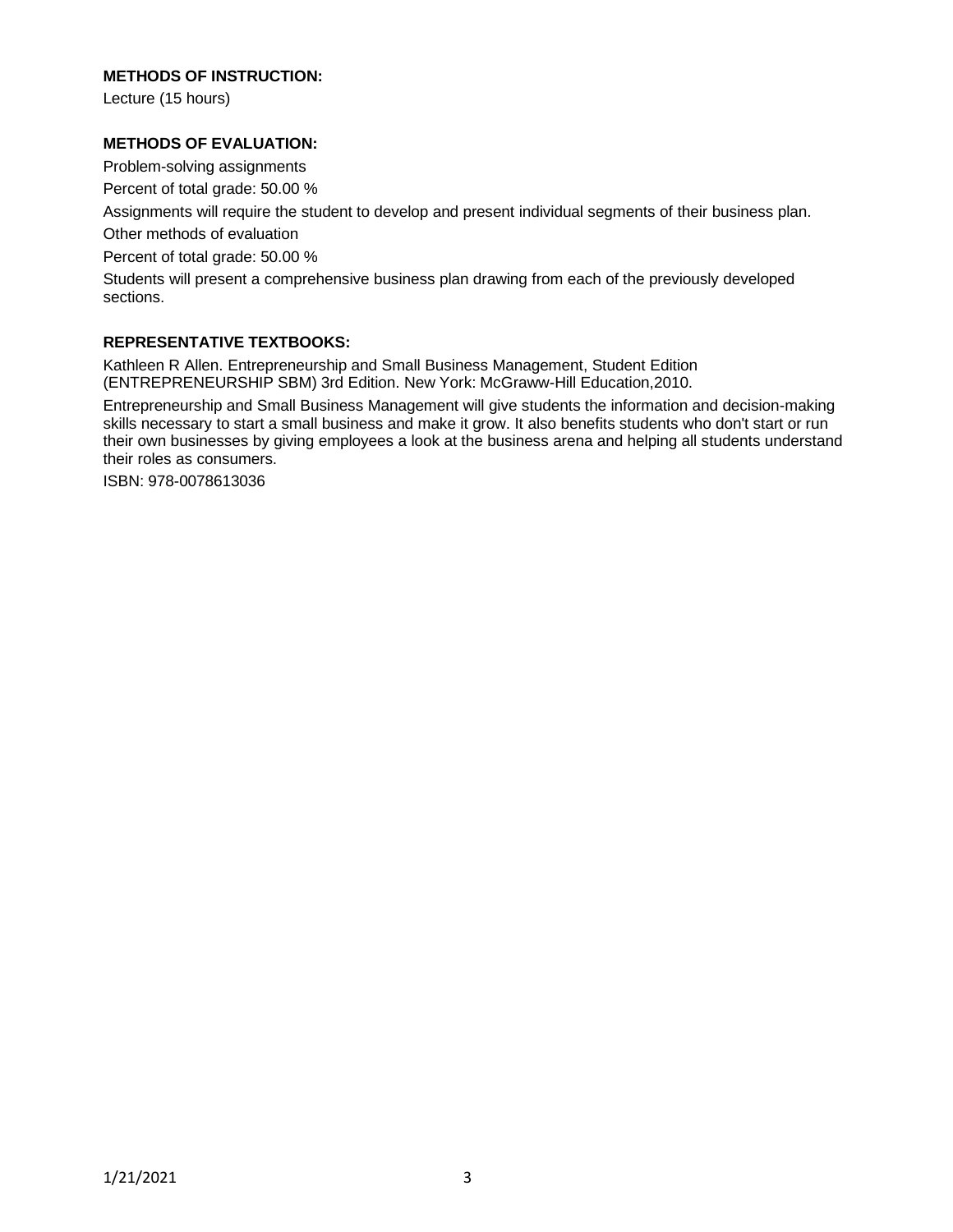**METHODS OF INSTRUCTION:**

Lecture (15 hours)

**METHODS OF EVALUATION:**

Problem-solving assignments

Percent of total grade: 50.00 %

Assignments will require the student to develop and present individual segments of their business plan.

Other methods of evaluation

Percent of total grade: 50.00 %

Students will present a comprehensive business plan drawing from each of the previously developed sections.

**REPRESENTATIVE TEXTBOOKS:**

Kathleen R Allen. Entrepreneurship and Small Business Management, Student Edition (ENTREPRENEURSHIP SBM) 3rd Edition. New York: McGraww-Hill Education,2010.

Entrepreneurship and Small Business Management will give students the information and decision-making skills necessary to start a small business and make it grow. It also benefits students who don't start or run their own businesses by giving employees a look at the business arena and helping all students understand their roles as consumers.

ISBN: 978-0078613036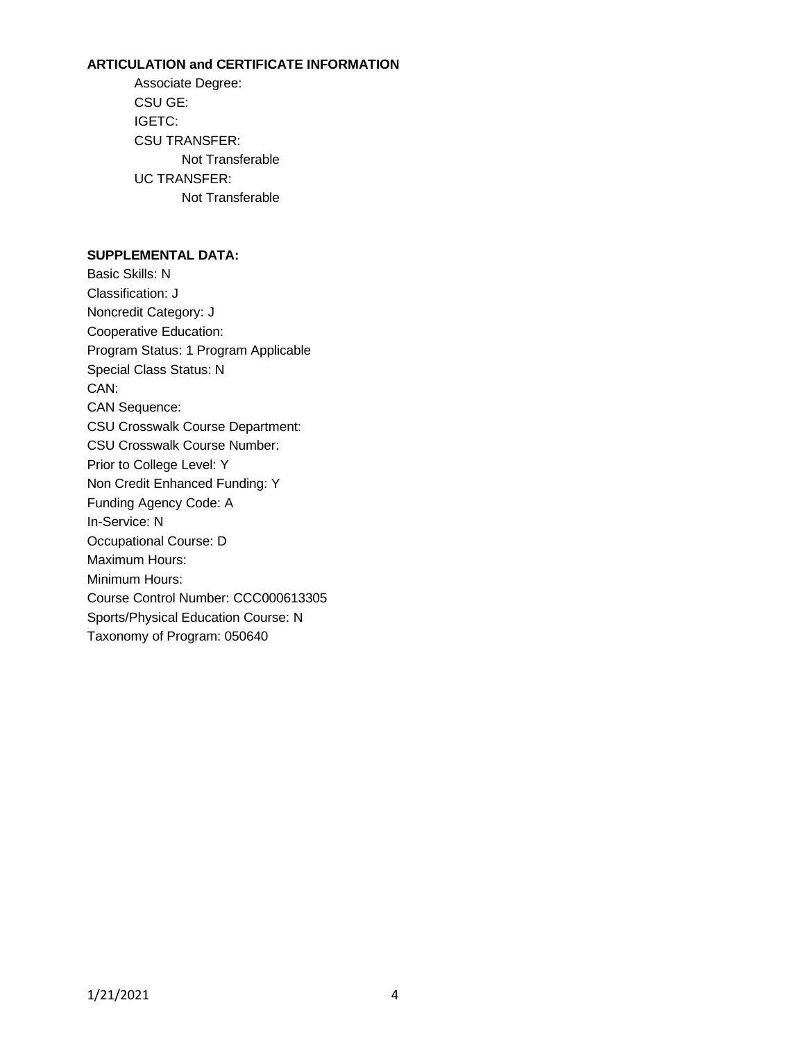**ARTICULATION and CERTIFICATE INFORMATION**

Associate Degree:

CSU GE:

IGETC:

CSU TRANSFER:

Not Transferable

UC TRANSFER:

Not Transferable

**SUPPLEMENTAL DATA:**

Basic Skills: N

Classification: J

Noncredit Category: J

Cooperative Education:

Program Status: 1 Program Applicable

Special Class Status: N

CAN:

CAN Sequence:

CSU Crosswalk Course Department:

CSU Crosswalk Course Number:

Prior to College Level: Y

Non Credit Enhanced Funding: Y

Funding Agency Code: A

In-Service: N

Occupational Course: D

Maximum Hours:

Minimum Hours:

Course Control Number: CCC000613305

Sports/Physical Education Course: N

Taxonomy of Program: 050640